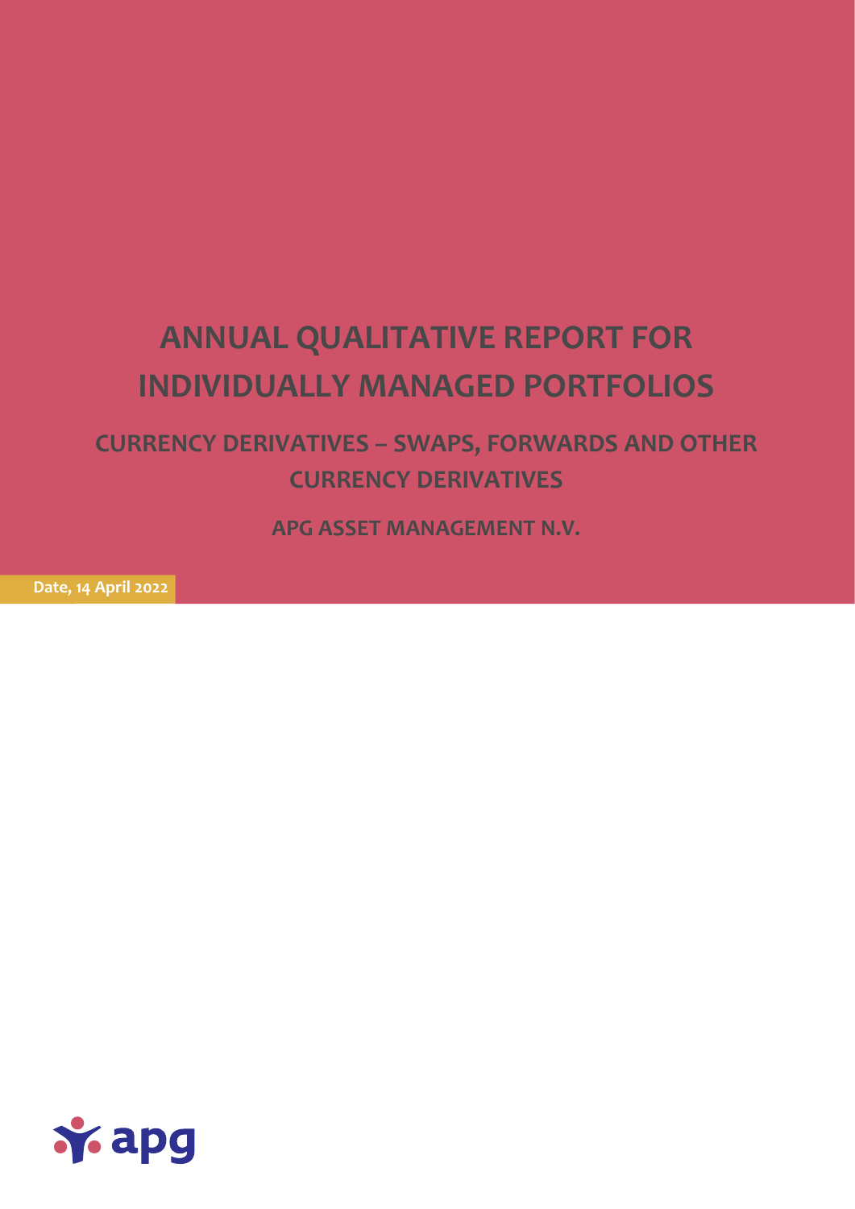# ANNUAL QUALITATIVE REPORT FOR INDIVIDUALLY MANAGED PORTFOLIOS

## CURRENCY DERIVATIVES – SWAPS, FORWARDS AND OTHER CURRENCY DERIVATIVES

### APG ASSET MANAGEMENT N.V.

**Date, 14 April 2022**

apg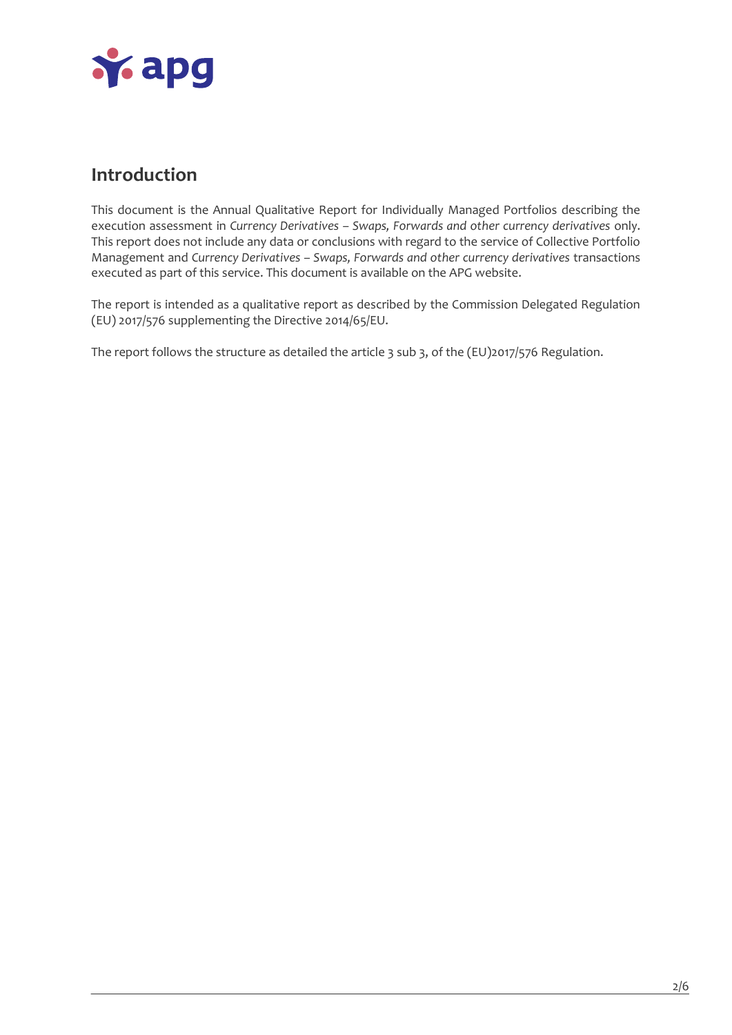## Introduction

This document is the Annual Qualitative Report for Individually Managed Portfolios describing the execution assessment in *Currency Derivatives – Swaps, Forwards and other currency derivatives* only. This report does not include any data or conclusions with regard to the service of Collective Portfolio Management and *Currency Derivatives – Swaps, Forwards and other currency derivatives* transactions executed as part of this service. This document is available on the APG website.

The report is intended as a qualitative report as described by the Commission Delegated Regulation (EU) 2017/576 supplementing the Directive 2014/65/EU.

The report follows the structure as detailed the article 3 sub 3, of the (EU)2017/576 Regulation.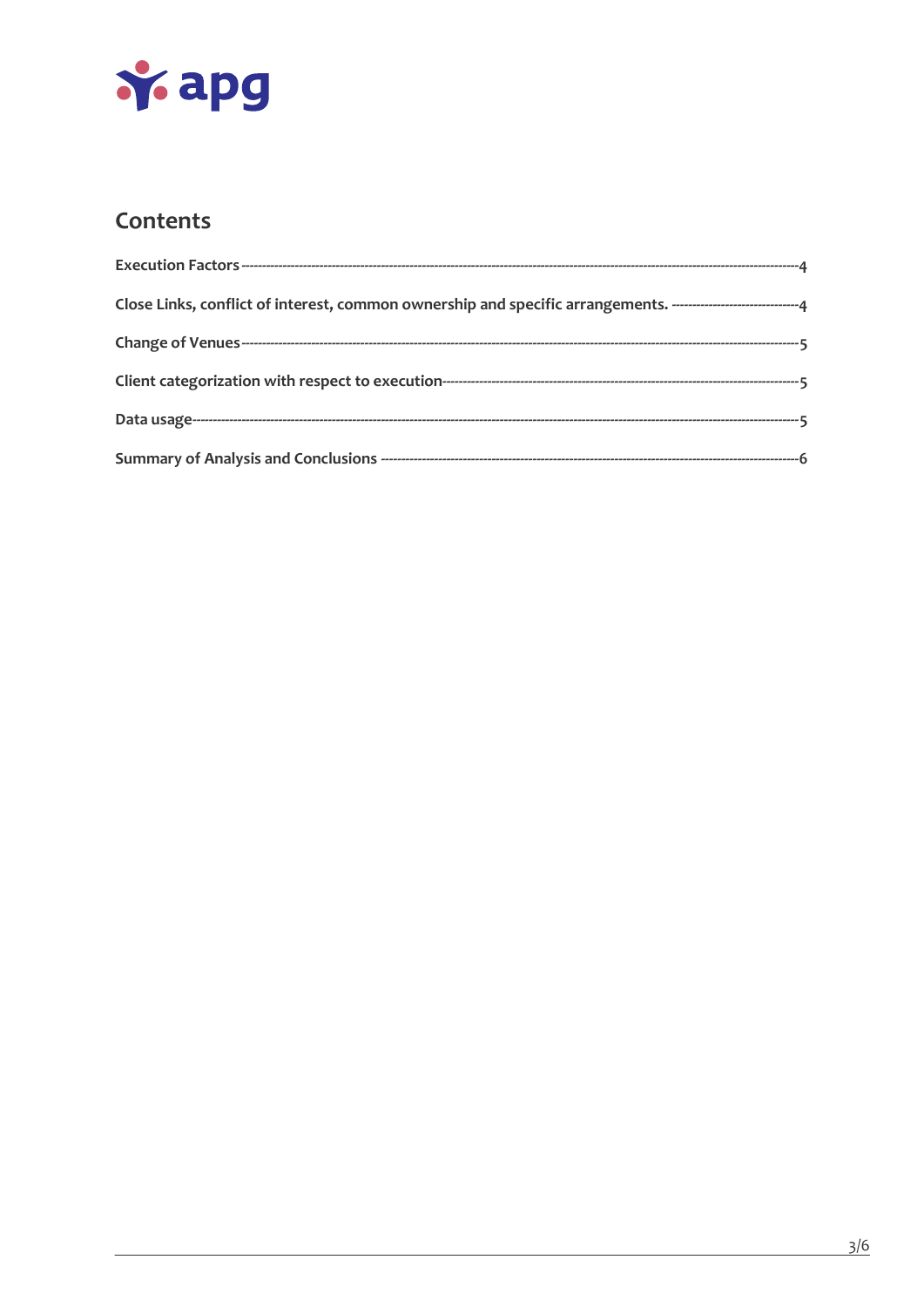## Contents

Execution Factors ---------------------------------------------------------------------------------------------------------------4

Close Links, conflict of interest, common ownership and specific arrangements. ------------------------------4

Change of Venues -------------------------------------------------------------------------------------------------------------5

Client categorization with respect to execution-------------------------------------------------------------------------5

Data usage-----------------------------------------------------------------------------------------------------------------------5

Summary of Analysis and Conclusions ------------------------------------------------------------------------------------6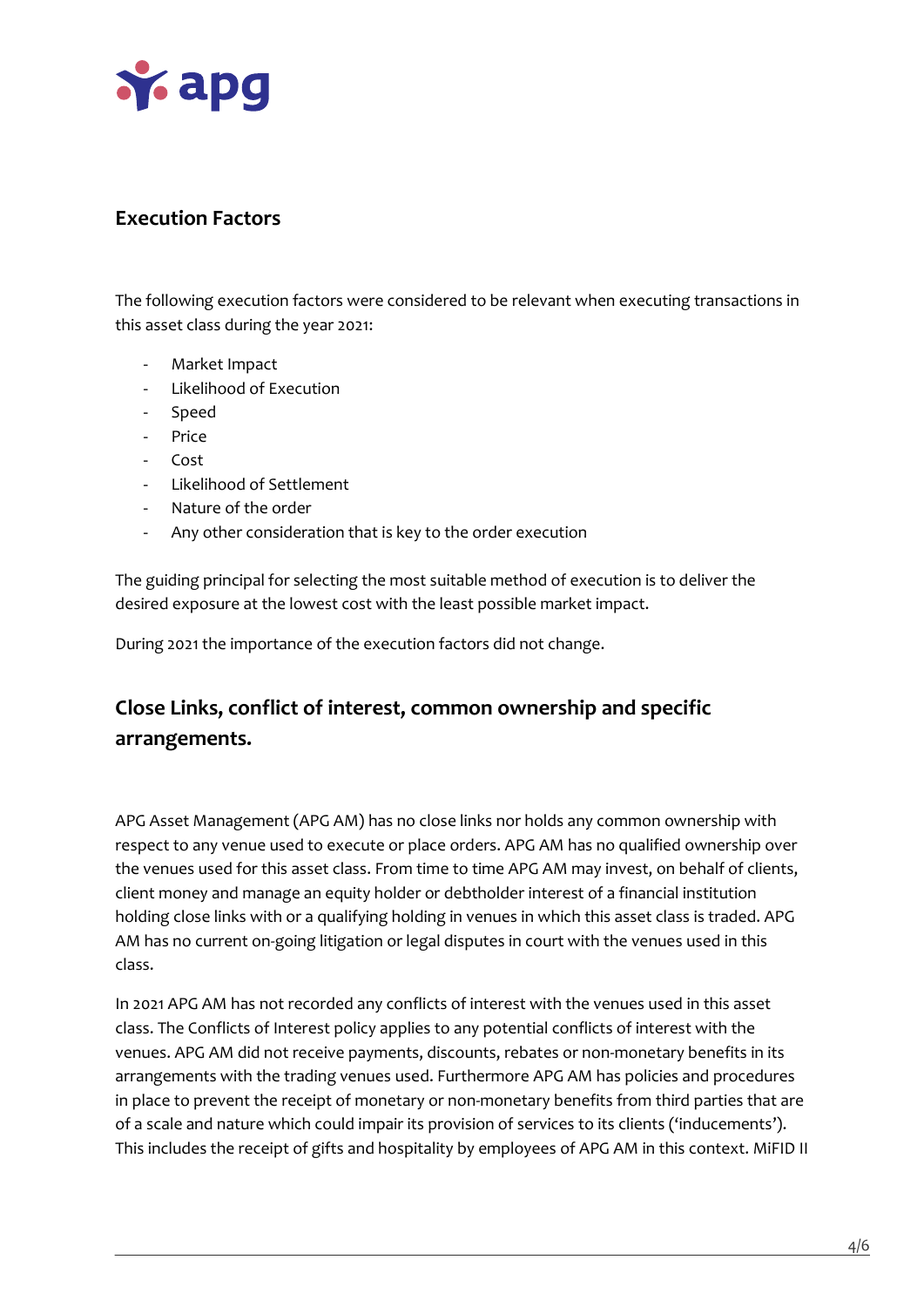## Execution Factors

The following execution factors were considered to be relevant when executing transactions in this asset class during the year 2021:

- Market Impact
- Likelihood of Execution
- Speed
- Price
- Cost
- Likelihood of Settlement
- Nature of the order
- Any other consideration that is key to the order execution

The guiding principal for selecting the most suitable method of execution is to deliver the desired exposure at the lowest cost with the least possible market impact.

During 2021 the importance of the execution factors did not change.

## Close Links, conflict of interest, common ownership and specific arrangements.

APG Asset Management (APG AM) has no close links nor holds any common ownership with respect to any venue used to execute or place orders. APG AM has no qualified ownership over the venues used for this asset class. From time to time APG AM may invest, on behalf of clients, client money and manage an equity holder or debtholder interest of a financial institution holding close links with or a qualifying holding in venues in which this asset class is traded. APG AM has no current on-going litigation or legal disputes in court with the venues used in this class.

In 2021 APG AM has not recorded any conflicts of interest with the venues used in this asset class. The Conflicts of Interest policy applies to any potential conflicts of interest with the venues. APG AM did not receive payments, discounts, rebates or non-monetary benefits in its arrangements with the trading venues used. Furthermore APG AM has policies and procedures in place to prevent the receipt of monetary or non-monetary benefits from third parties that are of a scale and nature which could impair its provision of services to its clients ('inducements'). This includes the receipt of gifts and hospitality by employees of APG AM in this context. MiFID II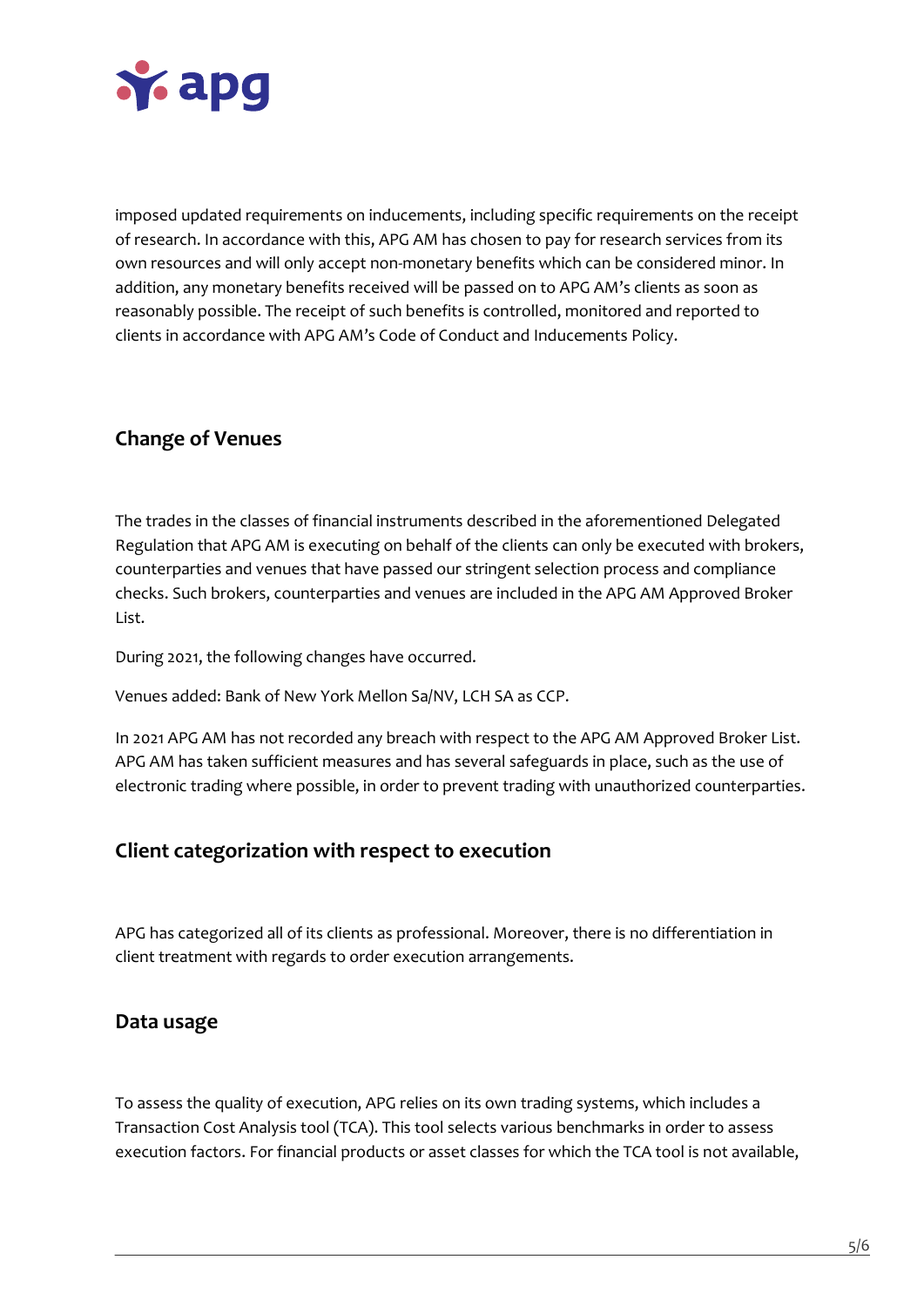imposed updated requirements on inducements, including specific requirements on the receipt of research. In accordance with this, APG AM has chosen to pay for research services from its own resources and will only accept non-monetary benefits which can be considered minor. In addition, any monetary benefits received will be passed on to APG AM's clients as soon as reasonably possible. The receipt of such benefits is controlled, monitored and reported to clients in accordance with APG AM's Code of Conduct and Inducements Policy.

## Change of Venues

The trades in the classes of financial instruments described in the aforementioned Delegated Regulation that APG AM is executing on behalf of the clients can only be executed with brokers, counterparties and venues that have passed our stringent selection process and compliance checks. Such brokers, counterparties and venues are included in the APG AM Approved Broker List.

During 2021, the following changes have occurred.

Venues added: Bank of New York Mellon Sa/NV, LCH SA as CCP.

In 2021 APG AM has not recorded any breach with respect to the APG AM Approved Broker List. APG AM has taken sufficient measures and has several safeguards in place, such as the use of electronic trading where possible, in order to prevent trading with unauthorized counterparties.

## Client categorization with respect to execution

APG has categorized all of its clients as professional. Moreover, there is no differentiation in client treatment with regards to order execution arrangements.

## Data usage

To assess the quality of execution, APG relies on its own trading systems, which includes a Transaction Cost Analysis tool (TCA). This tool selects various benchmarks in order to assess execution factors. For financial products or asset classes for which the TCA tool is not available,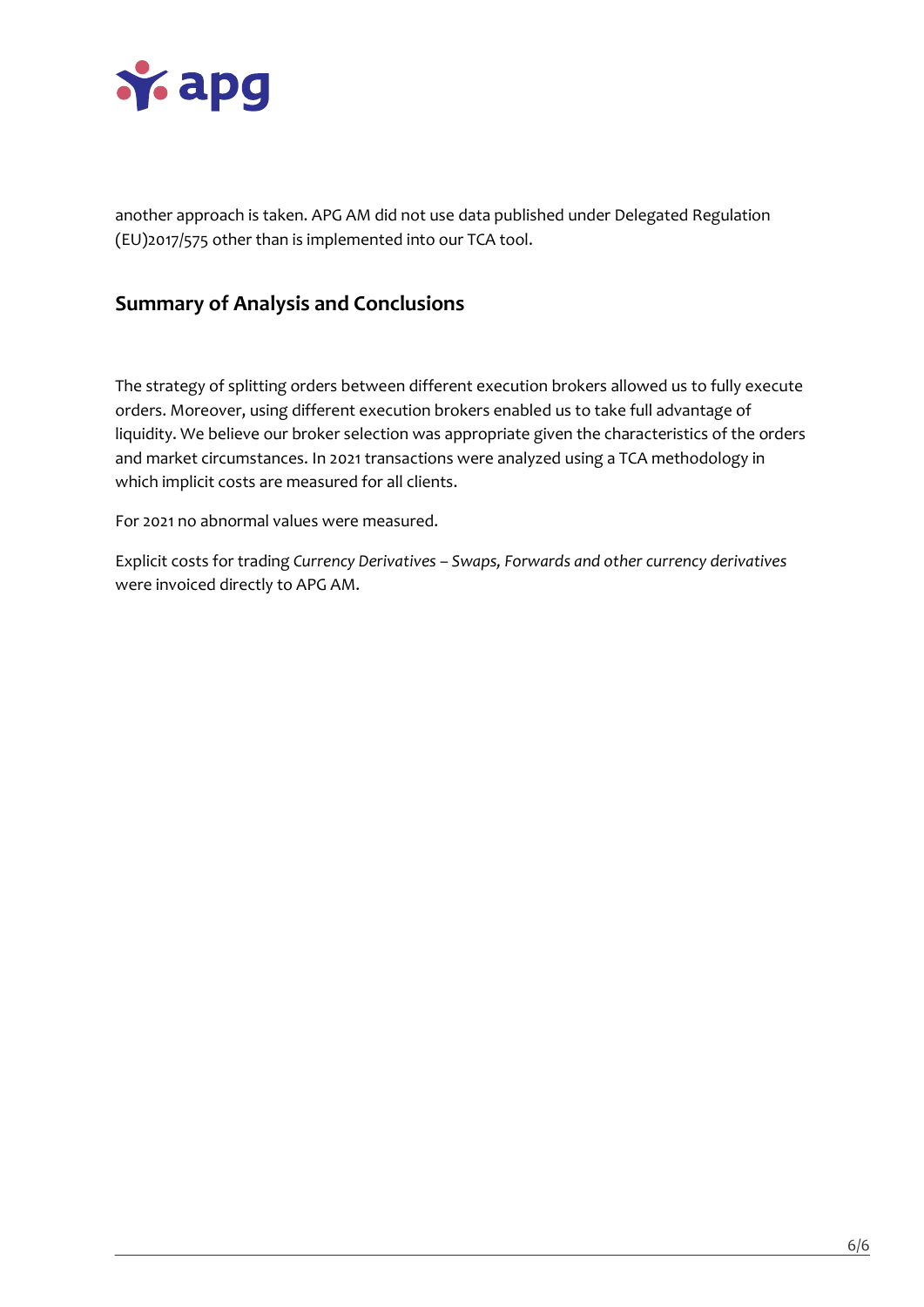another approach is taken. APG AM did not use data published under Delegated Regulation (EU)2017/575 other than is implemented into our TCA tool.

## Summary of Analysis and Conclusions

The strategy of splitting orders between different execution brokers allowed us to fully execute orders. Moreover, using different execution brokers enabled us to take full advantage of liquidity. We believe our broker selection was appropriate given the characteristics of the orders and market circumstances. In 2021 transactions were analyzed using a TCA methodology in which implicit costs are measured for all clients.

For 2021 no abnormal values were measured.

Explicit costs for trading *Currency Derivatives – Swaps, Forwards and other currency derivatives* were invoiced directly to APG AM.